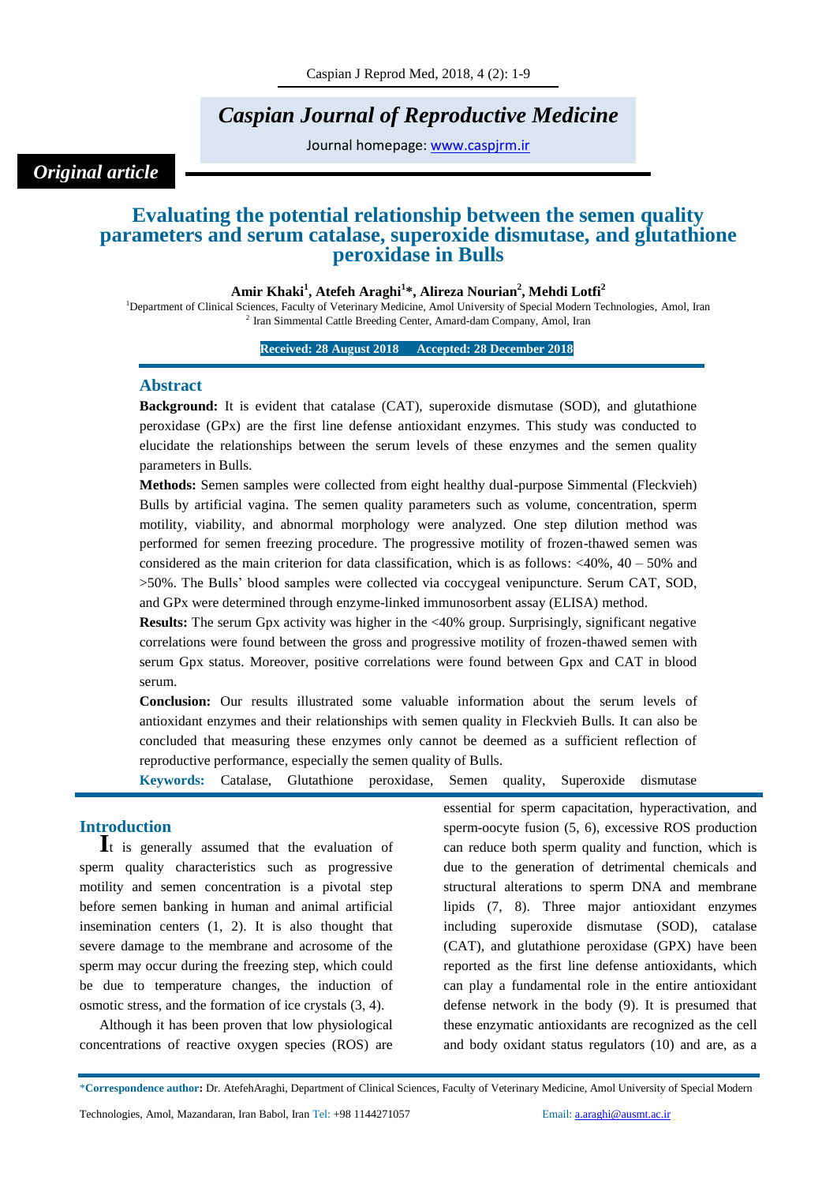*Caspian Journal of Reproductive Medicine*

Journal homepage: [www.caspjrm.ir](http://www.caspjrm.ir)

*Original article*

# Evaluating the potential relationship between the semen quality parameters and serum catalase, superoxide dismutase, and glutathione peroxidase in Bulls

**Amir Khaki[1], Atefeh Araghi[1]*, Alireza Nourian[2], Mehdi Lotfi[2]**

[1]Department of Clinical Sciences, Faculty of Veterinary Medicine, Amol University of Special Modern Technologies, Amol, Iran
[2] Iran Simmental Cattle Breeding Center, Amard-dam Company, Amol, Iran

**Received: 28 August 2018 Accepted: 28 December 2018**

## Abstract

**Background:** It is evident that catalase (CAT), superoxide dismutase (SOD), and glutathione peroxidase (GPx) are the first line defense antioxidant enzymes. This study was conducted to elucidate the relationships between the serum levels of these enzymes and the semen quality parameters in Bulls.

**Methods:** Semen samples were collected from eight healthy dual-purpose Simmental (Fleckvieh) Bulls by artificial vagina. The semen quality parameters such as volume, concentration, sperm motility, viability, and abnormal morphology were analyzed. One step dilution method was performed for semen freezing procedure. The progressive motility of frozen-thawed semen was considered as the main criterion for data classification, which is as follows: <40%, 40 – 50% and >50%. The Bulls' blood samples were collected via coccygeal venipuncture. Serum CAT, SOD, and GPx were determined through enzyme-linked immunosorbent assay (ELISA) method.

**Results:** The serum Gpx activity was higher in the <40% group. Surprisingly, significant negative correlations were found between the gross and progressive motility of frozen-thawed semen with serum Gpx status. Moreover, positive correlations were found between Gpx and CAT in blood serum.

**Conclusion:** Our results illustrated some valuable information about the serum levels of antioxidant enzymes and their relationships with semen quality in Fleckvieh Bulls. It can also be concluded that measuring these enzymes only cannot be deemed as a sufficient reflection of reproductive performance, especially the semen quality of Bulls.

**Keywords:** Catalase, Glutathione peroxidase, Semen quality, Superoxide dismutase

## Introduction

It is generally assumed that the evaluation of sperm quality characteristics such as progressive motility and semen concentration is a pivotal step before semen banking in human and animal artificial insemination centers (1, 2). It is also thought that severe damage to the membrane and acrosome of the sperm may occur during the freezing step, which could be due to temperature changes, the induction of osmotic stress, and the formation of ice crystals (3, 4).

Although it has been proven that low physiological concentrations of reactive oxygen species (ROS) are essential for sperm capacitation, hyperactivation, and sperm-oocyte fusion (5, 6), excessive ROS production can reduce both sperm quality and function, which is due to the generation of detrimental chemicals and structural alterations to sperm DNA and membrane lipids (7, 8). Three major antioxidant enzymes including superoxide dismutase (SOD), catalase (CAT), and glutathione peroxidase (GPX) have been reported as the first line defense antioxidants, which can play a fundamental role in the entire antioxidant defense network in the body (9). It is presumed that these enzymatic antioxidants are recognized as the cell and body oxidant status regulators (10) and are, as a

*Correspondence author: Dr. AtefehAraghi, Department of Clinical Sciences, Faculty of Veterinary Medicine, Amol University of Special Modern Technologies, Amol, Mazandaran, Iran Babol, Iran Tel: +98 1144271057 Email: [a.araghi@ausmt.ac.ir](mailto:a.araghi@ausmt.ac.ir)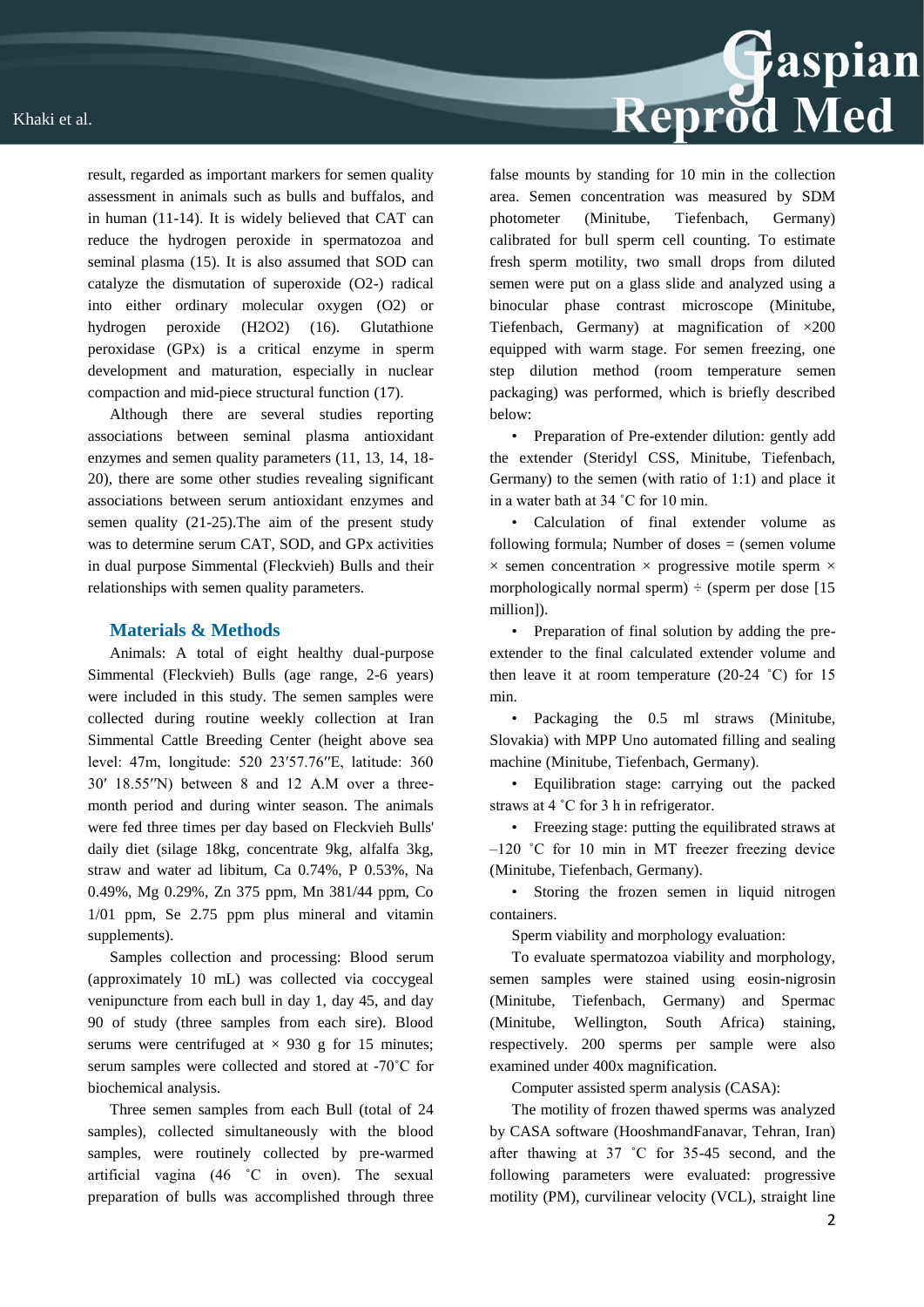result, regarded as important markers for semen quality assessment in animals such as bulls and buffalos, and in human (11-14). It is widely believed that CAT can reduce the hydrogen peroxide in spermatozoa and seminal plasma (15). It is also assumed that SOD can catalyze the dismutation of superoxide ($O_2$-) radical into either ordinary molecular oxygen ($O_2$) or hydrogen peroxide ($H_2O_2$) (16). Glutathione peroxidase (GPx) is a critical enzyme in sperm development and maturation, especially in nuclear compaction and mid-piece structural function (17).

Although there are several studies reporting associations between seminal plasma antioxidant enzymes and semen quality parameters (11, 13, 14, 18-20), there are some other studies revealing significant associations between serum antioxidant enzymes and semen quality (21-25).The aim of the present study was to determine serum CAT, SOD, and GPx activities in dual purpose Simmental (Fleckvieh) Bulls and their relationships with semen quality parameters.

## Materials & Methods

Animals: A total of eight healthy dual-purpose Simmental (Fleckvieh) Bulls (age range, 2-6 years) were included in this study. The semen samples were collected during routine weekly collection at Iran Simmental Cattle Breeding Center (height above sea level: 47m, longitude: 520 23′57.76″E, latitude: 360 30′ 18.55″N) between 8 and 12 A.M over a three-month period and during winter season. The animals were fed three times per day based on Fleckvieh Bulls' daily diet (silage 18kg, concentrate 9kg, alfalfa 3kg, straw and water ad libitum, Ca 0.74%, P 0.53%, Na 0.49%, Mg 0.29%, Zn 375 ppm, Mn 381/44 ppm, Co 1/01 ppm, Se 2.75 ppm plus mineral and vitamin supplements).

Samples collection and processing: Blood serum (approximately 10 mL) was collected via coccygeal venipuncture from each bull in day 1, day 45, and day 90 of study (three samples from each sire). Blood serums were centrifuged at × 930 g for 15 minutes; serum samples were collected and stored at -70˚C for biochemical analysis.

Three semen samples from each Bull (total of 24 samples), collected simultaneously with the blood samples, were routinely collected by pre-warmed artificial vagina (46 ˚C in oven). The sexual preparation of bulls was accomplished through three false mounts by standing for 10 min in the collection area. Semen concentration was measured by SDM photometer (Minitube, Tiefenbach, Germany) calibrated for bull sperm cell counting. To estimate fresh sperm motility, two small drops from diluted semen were put on a glass slide and analyzed using a binocular phase contrast microscope (Minitube, Tiefenbach, Germany) at magnification of ×200 equipped with warm stage. For semen freezing, one step dilution method (room temperature semen packaging) was performed, which is briefly described below:

- Preparation of Pre-extender dilution: gently add the extender (Steridyl CSS, Minitube, Tiefenbach, Germany) to the semen (with ratio of 1:1) and place it in a water bath at 34 ˚C for 10 min.
- Calculation of final extender volume as following formula; Number of doses = (semen volume × semen concentration × progressive motile sperm × morphologically normal sperm) ÷ (sperm per dose [15 million]).
- Preparation of final solution by adding the pre-extender to the final calculated extender volume and then leave it at room temperature (20-24 ˚C) for 15 min.
- Packaging the 0.5 ml straws (Minitube, Slovakia) with MPP Uno automated filling and sealing machine (Minitube, Tiefenbach, Germany).
- Equilibration stage: carrying out the packed straws at 4 ˚C for 3 h in refrigerator.
- Freezing stage: putting the equilibrated straws at –120 ˚C for 10 min in MT freezer freezing device (Minitube, Tiefenbach, Germany).
- Storing the frozen semen in liquid nitrogen containers.

Sperm viability and morphology evaluation:

To evaluate spermatozoa viability and morphology, semen samples were stained using eosin-nigrosin (Minitube, Tiefenbach, Germany) and Spermac (Minitube, Wellington, South Africa) staining, respectively. 200 sperms per sample were also examined under 400x magnification.

Computer assisted sperm analysis (CASA):

The motility of frozen thawed sperms was analyzed by CASA software (HooshmandFanavar, Tehran, Iran) after thawing at 37 ˚C for 35-45 second, and the following parameters were evaluated: progressive motility (PM), curvilinear velocity (VCL), straight line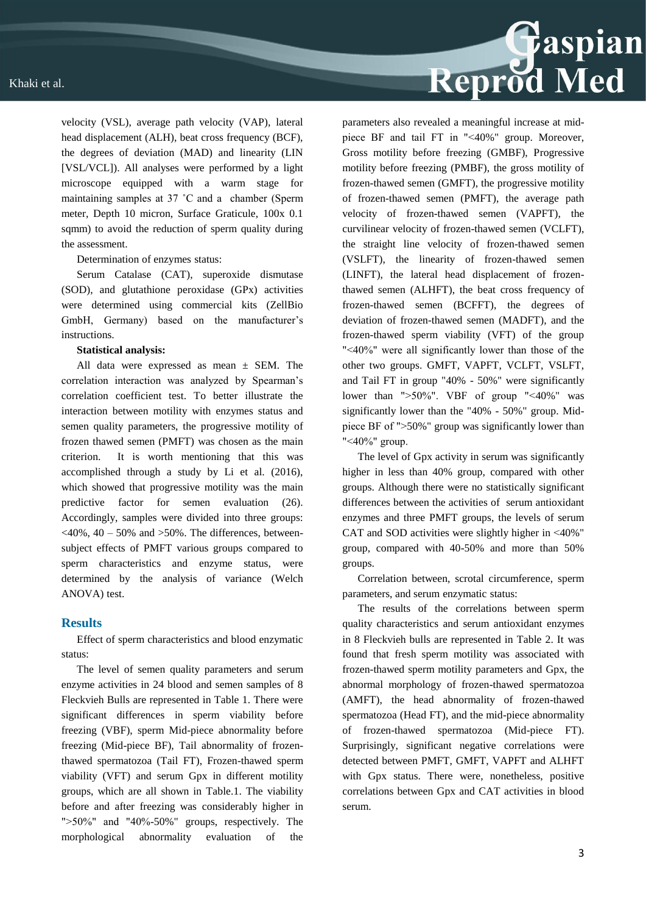velocity (VSL), average path velocity (VAP), lateral head displacement (ALH), beat cross frequency (BCF), the degrees of deviation (MAD) and linearity (LIN [VSL/VCL]). All analyses were performed by a light microscope equipped with a warm stage for maintaining samples at 37 ˚C and a chamber (Sperm meter, Depth 10 micron, Surface Graticule, 100x 0.1 sqmm) to avoid the reduction of sperm quality during the assessment.

Determination of enzymes status:

Serum Catalase (CAT), superoxide dismutase (SOD), and glutathione peroxidase (GPx) activities were determined using commercial kits (ZellBio GmbH, Germany) based on the manufacturer's instructions.

**Statistical analysis:**

All data were expressed as mean ± SEM. The correlation interaction was analyzed by Spearman's correlation coefficient test. To better illustrate the interaction between motility with enzymes status and semen quality parameters, the progressive motility of frozen thawed semen (PMFT) was chosen as the main criterion. It is worth mentioning that this was accomplished through a study by Li et al. (2016), which showed that progressive motility was the main predictive factor for semen evaluation (26). Accordingly, samples were divided into three groups: <40%, 40 – 50% and >50%. The differences, between-subject effects of PMFT various groups compared to sperm characteristics and enzyme status, were determined by the analysis of variance (Welch ANOVA) test.

## Results

Effect of sperm characteristics and blood enzymatic status:

The level of semen quality parameters and serum enzyme activities in 24 blood and semen samples of 8 Fleckvieh Bulls are represented in Table 1. There were significant differences in sperm viability before freezing (VBF), sperm Mid-piece abnormality before freezing (Mid-piece BF), Tail abnormality of frozen-thawed spermatozoa (Tail FT), Frozen-thawed sperm viability (VFT) and serum Gpx in different motility groups, which are all shown in Table.1. The viability before and after freezing was considerably higher in ">50%" and "40%-50%" groups, respectively. The morphological abnormality evaluation of the parameters also revealed a meaningful increase at mid-piece BF and tail FT in "<40%" group. Moreover, Gross motility before freezing (GMBF), Progressive motility before freezing (PMBF), the gross motility of frozen-thawed semen (GMFT), the progressive motility of frozen-thawed semen (PMFT), the average path velocity of frozen-thawed semen (VAPFT), the curvilinear velocity of frozen-thawed semen (VCLFT), the straight line velocity of frozen-thawed semen (VSLFT), the linearity of frozen-thawed semen (LINFT), the lateral head displacement of frozen-thawed semen (ALHFT), the beat cross frequency of frozen-thawed semen (BCFFT), the degrees of deviation of frozen-thawed semen (MADFT), and the frozen-thawed sperm viability (VFT) of the group "<40%" were all significantly lower than those of the other two groups. GMFT, VAPFT, VCLFT, VSLFT, and Tail FT in group "40% - 50%" were significantly lower than ">50%". VBF of group "<40%" was significantly lower than the "40% - 50%" group. Mid-piece BF of ">50%" group was significantly lower than "<40%" group.

The level of Gpx activity in serum was significantly higher in less than 40% group, compared with other groups. Although there were no statistically significant differences between the activities of serum antioxidant enzymes and three PMFT groups, the levels of serum CAT and SOD activities were slightly higher in <40%" group, compared with 40-50% and more than 50% groups.

Correlation between, scrotal circumference, sperm parameters, and serum enzymatic status:

The results of the correlations between sperm quality characteristics and serum antioxidant enzymes in 8 Fleckvieh bulls are represented in Table 2. It was found that fresh sperm motility was associated with frozen-thawed sperm motility parameters and Gpx, the abnormal morphology of frozen-thawed spermatozoa (AMFT), the head abnormality of frozen-thawed spermatozoa (Head FT), and the mid-piece abnormality of frozen-thawed spermatozoa (Mid-piece FT). Surprisingly, significant negative correlations were detected between PMFT, GMFT, VAPFT and ALHFT with Gpx status. There were, nonetheless, positive correlations between Gpx and CAT activities in blood serum.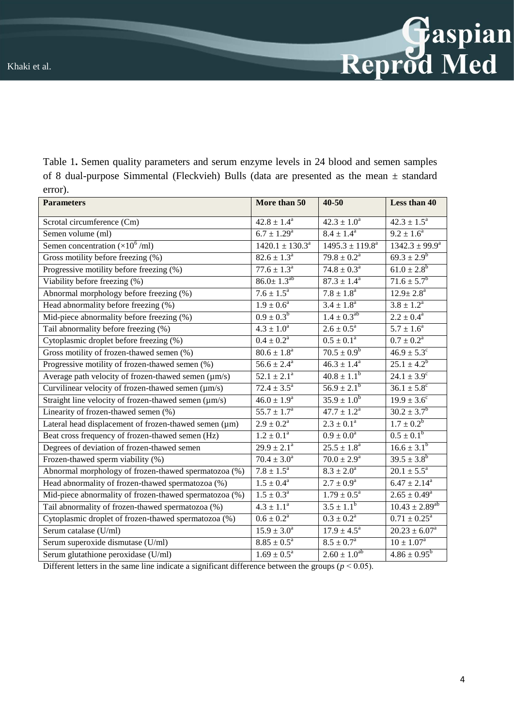Table 1**.** Semen quality parameters and serum enzyme levels in 24 blood and semen samples of 8 dual-purpose Simmental (Fleckvieh) Bulls (data are presented as the mean ± standard error).

| **Parameters** | **More than 50** | **40-50** | **Less than 40** |
|---|---|---|---|
| Scrotal circumference (Cm) | 42.8 ± 1.4[a] | 42.3 ± 1.0[a] | 42.3 ± 1.5[a] |
| Semen volume (ml) | 6.7 ± 1.29[a] | 8.4 ± 1.4[a] | 9.2 ± 1.6[a] |
| Semen concentration ($\times10^6$ /ml) | 1420.1 ± 130.3[a] | 1495.3 ± 119.8[a] | 1342.3 ± 99.9[a] |
| Gross motility before freezing (%) | 82.6 ± 1.3[a] | 79.8 ± 0.2[a] | 69.3 ± 2.9[b] |
| Progressive motility before freezing (%) | 77.6 ± 1.3[a] | 74.8 ± 0.3[a] | 61.0 ± 2.8[b] |
| Viability before freezing (%) | 86.0± 1.3[ab] | 87.3 ± 1.4[a] | 71.6 ± 5.7[b] |
| Abnormal morphology before freezing (%) | 7.6 ± 1.5[a] | 7.8 ± 1.8[a] | 12.9± 2.8[a] |
| Head abnormality before freezing (%) | 1.9 ± 0.6[a] | 3.4 ± 1.8[a] | 3.8 ± 1.2[a] |
| Mid-piece abnormality before freezing (%) | 0.9 ± 0.3[b] | 1.4 ± 0.3[ab] | 2.2 ± 0.4[a] |
| Tail abnormality before freezing (%) | 4.3 ± 1.0[a] | 2.6 ± 0.5[a] | 5.7 ± 1.6[a] |
| Cytoplasmic droplet before freezing (%) | 0.4 ± 0.2[a] | 0.5 ± 0.1[a] | 0.7 ± 0.2[a] |
| Gross motility of frozen-thawed semen (%) | 80.6 ± 1.8[a] | 70.5 ± 0.9[b] | 46.9 ± 5.3[c] |
| Progressive motility of frozen-thawed semen (%) | 56.6 ± 2.4[a] | 46.3 ± 1.4[a] | 25.1 ± 4.2[b] |
| Average path velocity of frozen-thawed semen (µm/s) | 52.1 ± 2.1[a] | 40.8 ± 1.1[b] | 24.1 ± 3.9[c] |
| Curvilinear velocity of frozen-thawed semen (µm/s) | 72.4 ± 3.5[a] | 56.9 ± 2.1[b] | 36.1 ± 5.8[c] |
| Straight line velocity of frozen-thawed semen (µm/s) | 46.0 ± 1.9[a] | 35.9 ± 1.0[b] | 19.9 ± 3.6[c] |
| Linearity of frozen-thawed semen (%) | 55.7 ± 1.7[a] | 47.7 ± 1.2[a] | 30.2 ± 3.7[b] |
| Lateral head displacement of frozen-thawed semen (µm) | 2.9 ± 0.2[a] | 2.3 ± 0.1[a] | 1.7 ± 0.2[b] |
| Beat cross frequency of frozen-thawed semen (Hz) | 1.2 ± 0.1[a] | 0.9 ± 0.0[a] | 0.5 ± 0.1[b] |
| Degrees of deviation of frozen-thawed semen | 29.9 ± 2.1[a] | 25.5 ± 1.8[a] | 16.6 ± 3.1[b] |
| Frozen-thawed sperm viability (%) | 70.4 ± 3.0[a] | 70.0 ± 2.9[a] | 39.5 ± 3.8[b] |
| Abnormal morphology of frozen-thawed spermatozoa (%) | 7.8 ± 1.5[a] | 8.3 ± 2.0[a] | 20.1 ± 5.5[a] |
| Head abnormality of frozen-thawed spermatozoa (%) | 1.5 ± 0.4[a] | 2.7 ± 0.9[a] | 6.47 ± 2.14[a] |
| Mid-piece abnormality of frozen-thawed spermatozoa (%) | 1.5 ± 0.3[a] | 1.79 ± 0.5[a] | 2.65 ± 0.49[a] |
| Tail abnormality of frozen-thawed spermatozoa (%) | 4.3 ± 1.1[a] | 3.5 ± 1.1[b] | 10.43 ± 2.89[ab] |
| Cytoplasmic droplet of frozen-thawed spermatozoa (%) | 0.6 ± 0.2[a] | 0.3 ± 0.2[a] | 0.71 ± 0.25[a] |
| Serum catalase (U/ml) | 15.9 ± 3.0[a] | 17.9 ± 4.5[a] | 20.23 ± 6.07[a] |
| Serum superoxide dismutase (U/ml) | 8.85 ± 0.5[a] | 8.5 ± 0.7[a] | 10 ± 1.07[a] |
| Serum glutathione peroxidase (U/ml) | 1.69 ± 0.5[a] | 2.60 ± 1.0[ab] | 4.86 ± 0.95[b] |

Different letters in the same line indicate a significant difference between the groups ($p < 0.05$).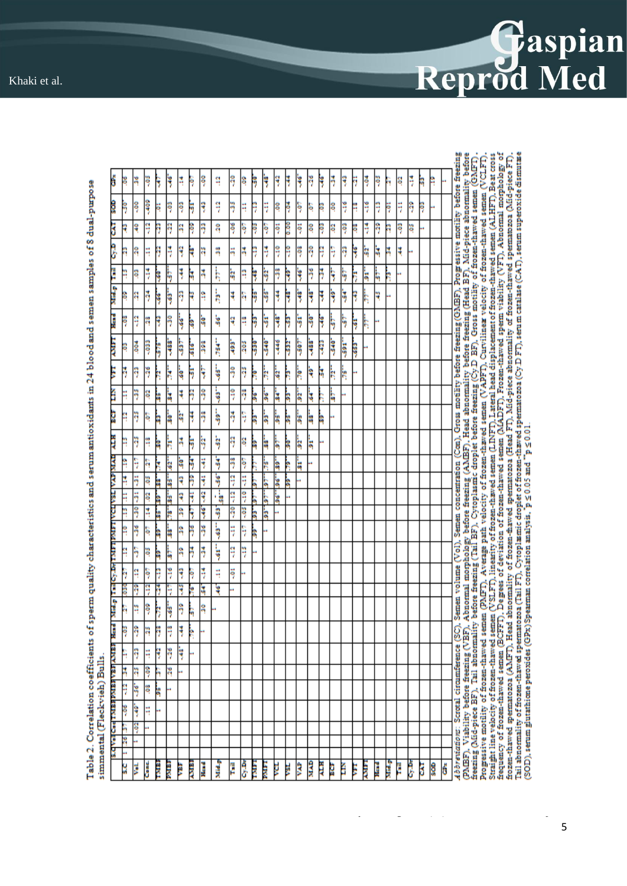Table 2. Correlation coefficients of sperm quality characteristics and serum antioxidants in 24 blood and semen samples of 8 dual-purpose simmental (Fleckvieh) Bulls.

| | S.C | Vol | Con | TMBF | PMBF | VBF | AMBF | Head | Mid-p | Tail | Cy.Dr | TMFT | PMFT | VCL | VSL | VAP | MAD | ALH | BCF | LIN | VFT | AMFT | Head | Mid-p | Tail | Cy.D | CAT | SOD | GPx |
|---|---|---|---|---|---|---|---|---|---|---|---|---|---|---|---|---|---|---|---|---|---|---|---|---|---|---|---|---|---|
| S.C | 1 | .26 | .37 | -.06 | -.12 | .34 | .17 | -.03 | .37 | .030 | -.27 | .12 | .10 | .13 | .11 | .14 | .19 | .13 | .12 | .11 | .14 | .03 | -.08 | .09 | .13 | .13 | .43 | -.30* | .06 |
| Vol | | 1 | -.02 | -.49* | -.56* | .25 | -.23 | -.29 | .15 | -.29 | .12 | -.37 | -.36 | -.30 | -.31 | -.31 | -.17 | -.25 | -.25 | -.35 | -.23 | .004 | -.12 | .22 | .03 | .20 | .40 | .000 | .36 |
| Conc. | | | 1 | .11 | .08 | -.09 | .11 | .25 | -.09 | -.12 | -.07 | .05 | .07 | .14 | .02 | .05 | .27 | .18 | .07 | .02 | .26 | -.033 | .28 | -.24 | -.14 | .11 | -.12 | -.409 | -.05 |
| TMBF | | | | 1 | .95** | .37 | -.42 | -.28 | -.72* | -.24 | -.13 | .89** | .89** | .85** | .89** | .88** | .74* | .80** | .83** | .85* | .72* | -.575 | -.43 | -.66* | -.60* | -.22 | -.22 | .01 | -.47 |
| PMBF | | | | | 1 | .26 | -.26 | -.18 | -.65** | -.17 | -.16 | .87** | .88** | .78* | .85** | .85** | .62* | .71** | .80** | .84** | .74** | -.488* | -.30 | -.63** | -.57* | -.14 | -.22 | -.03 | -.46* |
| VBF | | | | | | 1 | -.43* | -.44 | -.39 | -.45 | -.43 | .39 | .39 | .39 | .43 | .43 | .50* | .34 | .52* | .44 | .60** | -.537* | -.66** | -.23 | .44 | -.42 | .12 | .03 | .14 |
| AMBF | | | | | | | 1 | .79** | .57* | .76* | -.07 | -.34 | -.36 | -.47 | -.41 | -.39 | -.54* | -.51* | -.44 | -.32 | -.51* | .616* | .69** | .45 | .54* | .48* | .32 | -.51* | -.07 |
| Head | | | | | | | | 1 | .30 | .54 | -.14 | -.34 | -.36 | -.46* | -.42 | -.41 | -.41 | -.52* | -.38 | -.30 | -.47* | .398 | .50* | .19 | .34 | .25 | -.33 | -.43 | -.00 |
| Mid-p | | | | | | | | | 1 | .46* | .11 | -.61* | -.63** | -.53* | -.58** | -.56* | -.54* | -.52* | -.59** | -.63** | -.65** | .754** | .56* | .73** | .77** | .38 | .20 | -.12 | .12 |
| Tail | | | | | | | | | | 1 | -.01 | -.12 | -.11 | -.20 | -.12 | -.12 | -.38 | -.22 | -.24 | -.10 | -.30 | .493* | .42 | .44 | .52* | .31 | -.06 | -.35 | -.30 |
| Cy.D | | | | | | | | | | | 1 | -.15 | -.17 | -.05 | -.10 | -.11 | -.07 | .02 | -.17 | -.28 | -.25 | .205 | .18 | .27 | .13 | .34 | -.07 | .11 | .09 |
| TMFT | | | | | | | | | | | | 1 | .99** | .93** | .91** | .97** | .77** | .89** | .93** | .96** | .70** | -.530* | -.53* | -.55* | -.48* | -.13 | -.08 | -.13 | -.50* |
| PMFT | | | | | | | | | | | | | 1 | .93** | .97** | .97** | .75** | .88** | .93** | .96** | .72** | -.540* | -.51* | -.55* | -.52* | -.14 | -.07 | -.11 | -.48* |
| VCL | | | | | | | | | | | | | | 1 | .96** | .96** | .89** | .97** | .95** | .84** | .65** | -.446 | -.48* | -.44 | -.38 | -.10 | -.01 | .00 | -.42 |
| VSL | | | | | | | | | | | | | | | 1 | .99** | .79** | .90** | .95** | .93** | .73** | -.532* | -.53* | -.48* | -.49* | -.10 | 0.00 | .04 | -.44 |
| VAP | | | | | | | | | | | | | | | | 1 | .81** | .92** | .96** | .92** | .70** | -.507* | -.51* | -.48* | -.46* | -.08 | -.01 | -.07 | -.46* |
| MAD | | | | | | | | | | | | | | | | | 1 | .91** | .88** | .64** | .49* | -.488* | -.50* | -.48* | -.36 | -.20 | -.20 | .07 | -.26 |
| ALH | | | | | | | | | | | | | | | | | | 1 | .89** | .77** | .54* | -.423 | -.46* | .44 | .34 | -.12 | -.03 | .03 | -.46* |
| BCF | | | | | | | | | | | | | | | | | | | 1 | .87** | .73** | -.540* | -.57** | -.49* | -.47* | -.17 | .02 | .00 | -.34 |
| LIN | | | | | | | | | | | | | | | | | | | | 1 | .75** | -.591** | -.57** | -.54* | -.57* | -.23 | -.03 | -.16 | -.43 |
| VFT | | | | | | | | | | | | | | | | | | | | | 1 | -.653** | -.61** | -.43 | -.71** | -.46* | .08 | .18 | -.31 |
| AMFT | | | | | | | | | | | | | | | | | | | | | | 1 | .77** | .77** | .91** | .52* | -.14 | -.16 | .04 |
| Head | | | | | | | | | | | | | | | | | | | | | | | 1 | .45 | .57** | .54* | -.29 | -.13 | -.05 |
| Mid-p | | | | | | | | | | | | | | | | | | | | | | | | 1 | .73** | .34 | .23 | -.01 | .27 |
| Tail | | | | | | | | | | | | | | | | | | | | | | | | | 1 | .44 | -.03 | -.11 | .02 |
| Cy.Dr | | | | | | | | | | | | | | | | | | | | | | | | | | 1 | .05 | -.29 | -.14 |
| CAT | | | | | | | | | | | | | | | | | | | | | | | | | | | 1 | -.03 | .53* |
| SOD | | | | | | | | | | | | | | | | | | | | | | | | | | | | 1 | .19 |
| GPx | | | | | | | | | | | | | | | | | | | | | | | | | | | | | 1 |

*Abbreviations*: Scrotal circumference (SC), Semen volume (Vol), Semen concentration (Con), Gross motility before freezing (GMBF), Progressive motility before freezing (PMBF), Viability before freezing (VBF), Abnormal morphology before freezing (AMBF), Head abnormality before freezing (Head BF), Mid-piece abnormality before freezing (Mid-piece BF), Tail abnormality before freezing (Tail BF), Cytoplasmic droplet before freezing (Cy.D BF), Gross motility of frozen-thawed semen (GMFT), Progressive motility of frozen-thawed semen (PMFT), Average path velocity of frozen-thawed semen (VAPFT), Curvilinear velocity of frozen-thawed semen (VCLFT), Straight line velocity of frozen-thawed semen (VSLFT), linearity of frozen-thawed semen (LINFT), Lateral head displacement of frozen-thawed semen (ALHFT), Beat cross frequency of frozen-thawed semen (BCFFT), Degrees of deviation of frozen-thawed semen (MADFT), Frozen-thawed sperm viability (VFT), Abnormal morphology of frozen-thawed spermatozoa (AMFT), Head abnormality of frozen-thawed spermatozoa (Head FT), Mid-piece abnormality of frozen-thawed spermatozoa (Mid-piece FT), Tail abnormality of frozen-thawed spermatozoa (Tail FT), Cytoplasmic droplet of frozen-thawed spermatozoa (Cy.D FT), serum catalase (CAT), serum superoxide dismutase (SOD), serum glutathione peroxides (GPx) Spearman correlation analysis, *p ≤ 0.05 and **p ≤ 0.01.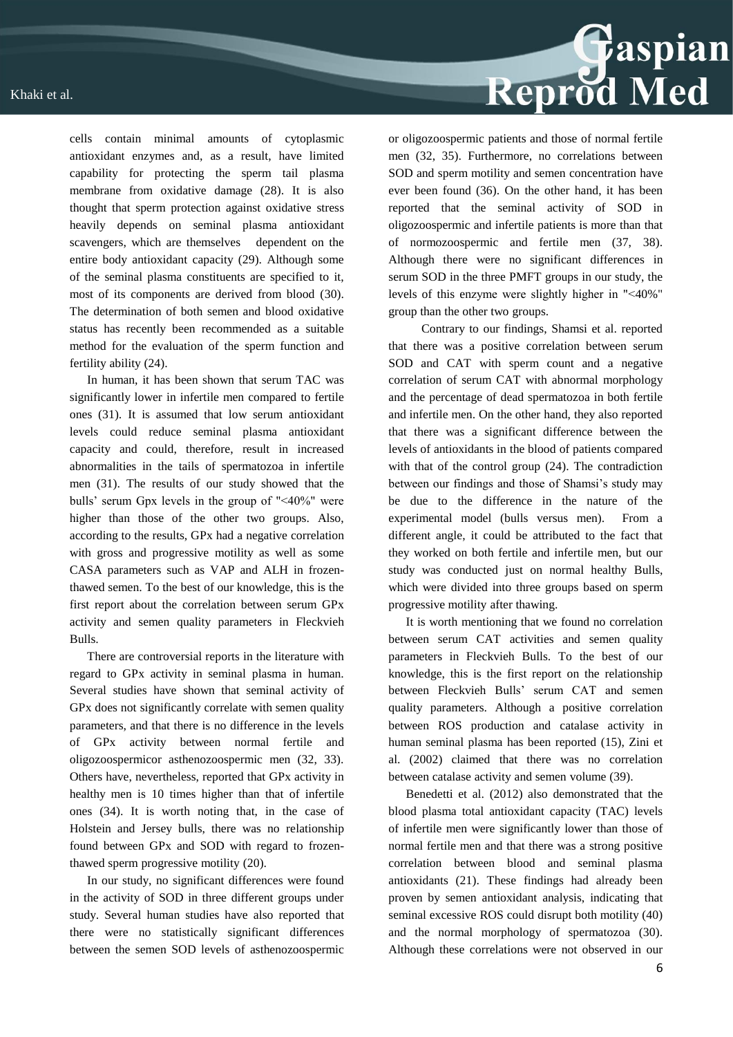cells contain minimal amounts of cytoplasmic antioxidant enzymes and, as a result, have limited capability for protecting the sperm tail plasma membrane from oxidative damage (28). It is also thought that sperm protection against oxidative stress heavily depends on seminal plasma antioxidant scavengers, which are themselves dependent on the entire body antioxidant capacity (29). Although some of the seminal plasma constituents are specified to it, most of its components are derived from blood (30). The determination of both semen and blood oxidative status has recently been recommended as a suitable method for the evaluation of the sperm function and fertility ability (24).

In human, it has been shown that serum TAC was significantly lower in infertile men compared to fertile ones (31). It is assumed that low serum antioxidant levels could reduce seminal plasma antioxidant capacity and could, therefore, result in increased abnormalities in the tails of spermatozoa in infertile men (31). The results of our study showed that the bulls' serum Gpx levels in the group of "<40%" were higher than those of the other two groups. Also, according to the results, GPx had a negative correlation with gross and progressive motility as well as some CASA parameters such as VAP and ALH in frozen-thawed semen. To the best of our knowledge, this is the first report about the correlation between serum GPx activity and semen quality parameters in Fleckvieh Bulls.

There are controversial reports in the literature with regard to GPx activity in seminal plasma in human. Several studies have shown that seminal activity of GPx does not significantly correlate with semen quality parameters, and that there is no difference in the levels of GPx activity between normal fertile and oligozoospermicor asthenozoospermic men (32, 33). Others have, nevertheless, reported that GPx activity in healthy men is 10 times higher than that of infertile ones (34). It is worth noting that, in the case of Holstein and Jersey bulls, there was no relationship found between GPx and SOD with regard to frozen-thawed sperm progressive motility (20).

In our study, no significant differences were found in the activity of SOD in three different groups under study. Several human studies have also reported that there were no statistically significant differences between the semen SOD levels of asthenozoospermic or oligozoospermic patients and those of normal fertile men (32, 35). Furthermore, no correlations between SOD and sperm motility and semen concentration have ever been found (36). On the other hand, it has been reported that the seminal activity of SOD in oligozoospermic and infertile patients is more than that of normozoospermic and fertile men (37, 38). Although there were no significant differences in serum SOD in the three PMFT groups in our study, the levels of this enzyme were slightly higher in "<40%" group than the other two groups.

Contrary to our findings, Shamsi et al. reported that there was a positive correlation between serum SOD and CAT with sperm count and a negative correlation of serum CAT with abnormal morphology and the percentage of dead spermatozoa in both fertile and infertile men. On the other hand, they also reported that there was a significant difference between the levels of antioxidants in the blood of patients compared with that of the control group (24). The contradiction between our findings and those of Shamsi's study may be due to the difference in the nature of the experimental model (bulls versus men). From a different angle, it could be attributed to the fact that they worked on both fertile and infertile men, but our study was conducted just on normal healthy Bulls, which were divided into three groups based on sperm progressive motility after thawing.

It is worth mentioning that we found no correlation between serum CAT activities and semen quality parameters in Fleckvieh Bulls. To the best of our knowledge, this is the first report on the relationship between Fleckvieh Bulls' serum CAT and semen quality parameters. Although a positive correlation between ROS production and catalase activity in human seminal plasma has been reported (15), Zini et al. (2002) claimed that there was no correlation between catalase activity and semen volume (39).

Benedetti et al. (2012) also demonstrated that the blood plasma total antioxidant capacity (TAC) levels of infertile men were significantly lower than those of normal fertile men and that there was a strong positive correlation between blood and seminal plasma antioxidants (21). These findings had already been proven by semen antioxidant analysis, indicating that seminal excessive ROS could disrupt both motility (40) and the normal morphology of spermatozoa (30). Although these correlations were not observed in our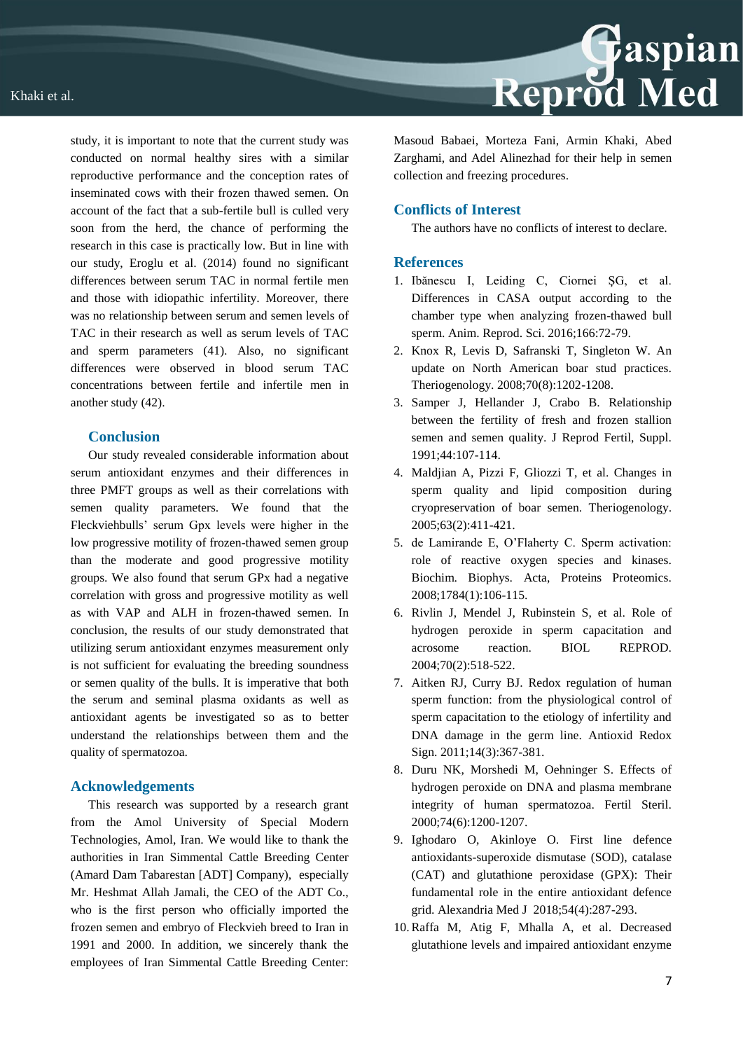study, it is important to note that the current study was conducted on normal healthy sires with a similar reproductive performance and the conception rates of inseminated cows with their frozen thawed semen. On account of the fact that a sub-fertile bull is culled very soon from the herd, the chance of performing the research in this case is practically low. But in line with our study, Eroglu et al. (2014) found no significant differences between serum TAC in normal fertile men and those with idiopathic infertility. Moreover, there was no relationship between serum and semen levels of TAC in their research as well as serum levels of TAC and sperm parameters (41). Also, no significant differences were observed in blood serum TAC concentrations between fertile and infertile men in another study (42).

## Conclusion

Our study revealed considerable information about serum antioxidant enzymes and their differences in three PMFT groups as well as their correlations with semen quality parameters. We found that the Fleckviehbulls' serum Gpx levels were higher in the low progressive motility of frozen-thawed semen group than the moderate and good progressive motility groups. We also found that serum GPx had a negative correlation with gross and progressive motility as well as with VAP and ALH in frozen-thawed semen. In conclusion, the results of our study demonstrated that utilizing serum antioxidant enzymes measurement only is not sufficient for evaluating the breeding soundness or semen quality of the bulls. It is imperative that both the serum and seminal plasma oxidants as well as antioxidant agents be investigated so as to better understand the relationships between them and the quality of spermatozoa.

## Acknowledgements

This research was supported by a research grant from the Amol University of Special Modern Technologies, Amol, Iran. We would like to thank the authorities in Iran Simmental Cattle Breeding Center (Amard Dam Tabarestan [ADT] Company), especially Mr. Heshmat Allah Jamali, the CEO of the ADT Co., who is the first person who officially imported the frozen semen and embryo of Fleckvieh breed to Iran in 1991 and 2000. In addition, we sincerely thank the employees of Iran Simmental Cattle Breeding Center: Masoud Babaei, Morteza Fani, Armin Khaki, Abed Zarghami, and Adel Alinezhad for their help in semen collection and freezing procedures.

## Conflicts of Interest

The authors have no conflicts of interest to declare.

## References

1. Ibănescu I, Leiding C, Ciornei ŞG, et al. Differences in CASA output according to the chamber type when analyzing frozen-thawed bull sperm. Anim. Reprod. Sci. 2016;166:72-79.
2. Knox R, Levis D, Safranski T, Singleton W. An update on North American boar stud practices. Theriogenology. 2008;70(8):1202-1208.
3. Samper J, Hellander J, Crabo B. Relationship between the fertility of fresh and frozen stallion semen and semen quality. J Reprod Fertil, Suppl. 1991;44:107-114.
4. Maldjian A, Pizzi F, Gliozzi T, et al. Changes in sperm quality and lipid composition during cryopreservation of boar semen. Theriogenology. 2005;63(2):411-421.
5. de Lamirande E, O'Flaherty C. Sperm activation: role of reactive oxygen species and kinases. Biochim. Biophys. Acta, Proteins Proteomics. 2008;1784(1):106-115.
6. Rivlin J, Mendel J, Rubinstein S, et al. Role of hydrogen peroxide in sperm capacitation and acrosome reaction. BIOL REPROD. 2004;70(2):518-522.
7. Aitken RJ, Curry BJ. Redox regulation of human sperm function: from the physiological control of sperm capacitation to the etiology of infertility and DNA damage in the germ line. Antioxid Redox Sign. 2011;14(3):367-381.
8. Duru NK, Morshedi M, Oehninger S. Effects of hydrogen peroxide on DNA and plasma membrane integrity of human spermatozoa. Fertil Steril. 2000;74(6):1200-1207.
9. Ighodaro O, Akinloye O. First line defence antioxidants-superoxide dismutase (SOD), catalase (CAT) and glutathione peroxidase (GPX): Their fundamental role in the entire antioxidant defence grid. Alexandria Med J 2018;54(4):287-293.
10. Raffa M, Atig F, Mhalla A, et al. Decreased glutathione levels and impaired antioxidant enzyme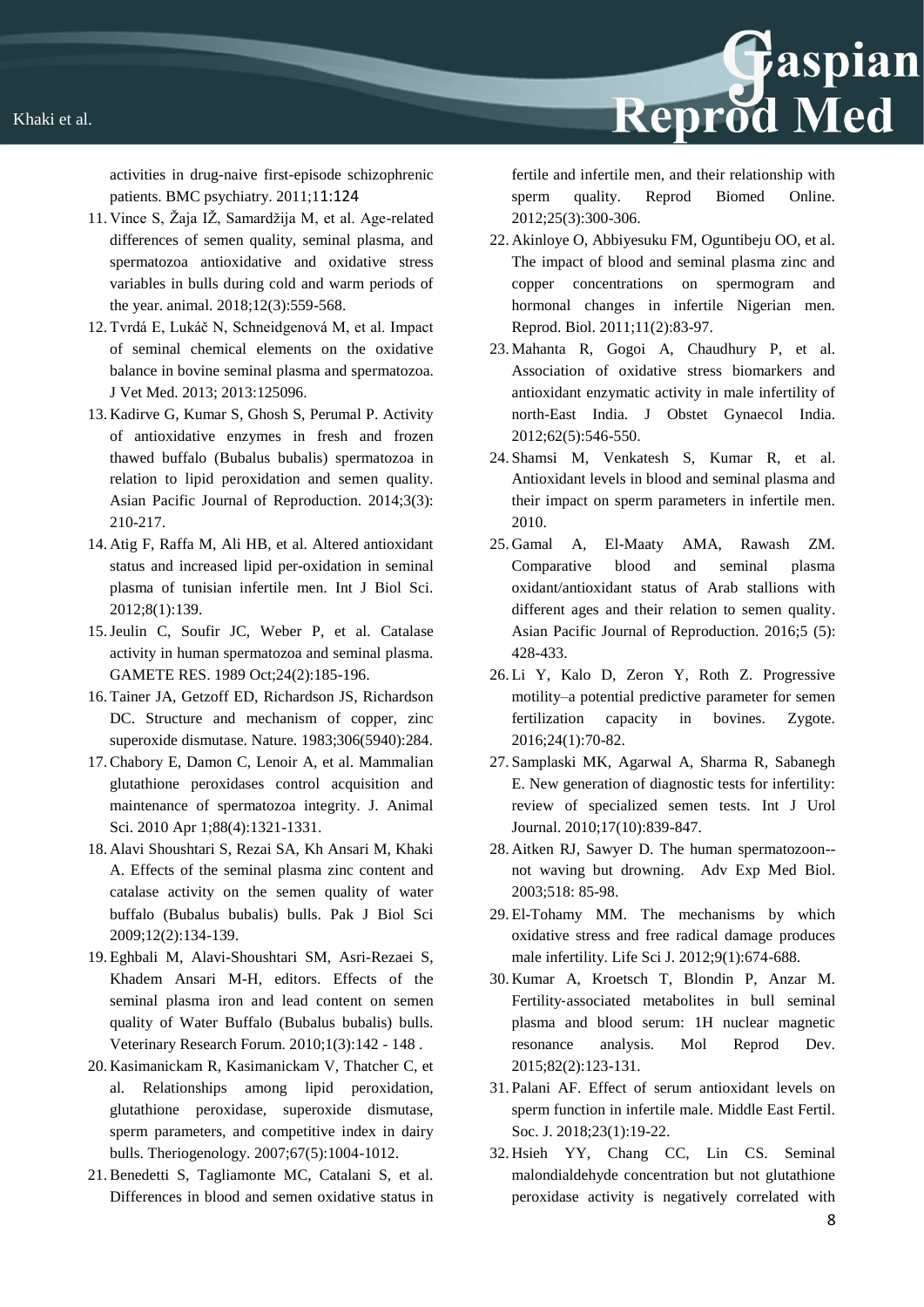activities in drug-naive first-episode schizophrenic patients. BMC psychiatry. 2011;11:124

11. Vince S, Žaja IŽ, Samardžija M, et al. Age-related differences of semen quality, seminal plasma, and spermatozoa antioxidative and oxidative stress variables in bulls during cold and warm periods of the year. animal. 2018;12(3):559-568.
12. Tvrdá E, Lukáč N, Schneidgenová M, et al. Impact of seminal chemical elements on the oxidative balance in bovine seminal plasma and spermatozoa. J Vet Med. 2013; 2013:125096.
13. Kadirve G, Kumar S, Ghosh S, Perumal P. Activity of antioxidative enzymes in fresh and frozen thawed buffalo (Bubalus bubalis) spermatozoa in relation to lipid peroxidation and semen quality. Asian Pacific Journal of Reproduction. 2014;3(3): 210-217.
14. Atig F, Raffa M, Ali HB, et al. Altered antioxidant status and increased lipid per-oxidation in seminal plasma of tunisian infertile men. Int J Biol Sci. 2012;8(1):139.
15. Jeulin C, Soufir JC, Weber P, et al. Catalase activity in human spermatozoa and seminal plasma. GAMETE RES. 1989 Oct;24(2):185-196.
16. Tainer JA, Getzoff ED, Richardson JS, Richardson DC. Structure and mechanism of copper, zinc superoxide dismutase. Nature. 1983;306(5940):284.
17. Chabory E, Damon C, Lenoir A, et al. Mammalian glutathione peroxidases control acquisition and maintenance of spermatozoa integrity. J. Animal Sci. 2010 Apr 1;88(4):1321-1331.
18. Alavi Shoushtari S, Rezai SA, Kh Ansari M, Khaki A. Effects of the seminal plasma zinc content and catalase activity on the semen quality of water buffalo (Bubalus bubalis) bulls. Pak J Biol Sci 2009;12(2):134-139.
19. Eghbali M, Alavi-Shoushtari SM, Asri-Rezaei S, Khadem Ansari M-H, editors. Effects of the seminal plasma iron and lead content on semen quality of Water Buffalo (Bubalus bubalis) bulls. Veterinary Research Forum. 2010;1(3):142 - 148 .
20. Kasimanickam R, Kasimanickam V, Thatcher C, et al. Relationships among lipid peroxidation, glutathione peroxidase, superoxide dismutase, sperm parameters, and competitive index in dairy bulls. Theriogenology. 2007;67(5):1004-1012.
21. Benedetti S, Tagliamonte MC, Catalani S, et al. Differences in blood and semen oxidative status in fertile and infertile men, and their relationship with sperm quality. Reprod Biomed Online. 2012;25(3):300-306.
22. Akinloye O, Abbiyesuku FM, Oguntibeju OO, et al. The impact of blood and seminal plasma zinc and copper concentrations on spermogram and hormonal changes in infertile Nigerian men. Reprod. Biol. 2011;11(2):83-97.
23. Mahanta R, Gogoi A, Chaudhury P, et al. Association of oxidative stress biomarkers and antioxidant enzymatic activity in male infertility of north-East India. J Obstet Gynaecol India. 2012;62(5):546-550.
24. Shamsi M, Venkatesh S, Kumar R, et al. Antioxidant levels in blood and seminal plasma and their impact on sperm parameters in infertile men. 2010.
25. Gamal A, El-Maaty AMA, Rawash ZM. Comparative blood and seminal plasma oxidant/antioxidant status of Arab stallions with different ages and their relation to semen quality. Asian Pacific Journal of Reproduction. 2016;5 (5): 428-433.
26. Li Y, Kalo D, Zeron Y, Roth Z. Progressive motility–a potential predictive parameter for semen fertilization capacity in bovines. Zygote. 2016;24(1):70-82.
27. Samplaski MK, Agarwal A, Sharma R, Sabanegh E. New generation of diagnostic tests for infertility: review of specialized semen tests. Int J Urol Journal. 2010;17(10):839-847.
28. Aitken RJ, Sawyer D. The human spermatozoon--not waving but drowning. Adv Exp Med Biol. 2003;518: 85-98.
29. El-Tohamy MM. The mechanisms by which oxidative stress and free radical damage produces male infertility. Life Sci J. 2012;9(1):674-688.
30. Kumar A, Kroetsch T, Blondin P, Anzar M. Fertility‐associated metabolites in bull seminal plasma and blood serum: 1H nuclear magnetic resonance analysis. Mol Reprod Dev. 2015;82(2):123-131.
31. Palani AF. Effect of serum antioxidant levels on sperm function in infertile male. Middle East Fertil. Soc. J. 2018;23(1):19-22.
32. Hsieh YY, Chang CC, Lin CS. Seminal malondialdehyde concentration but not glutathione peroxidase activity is negatively correlated with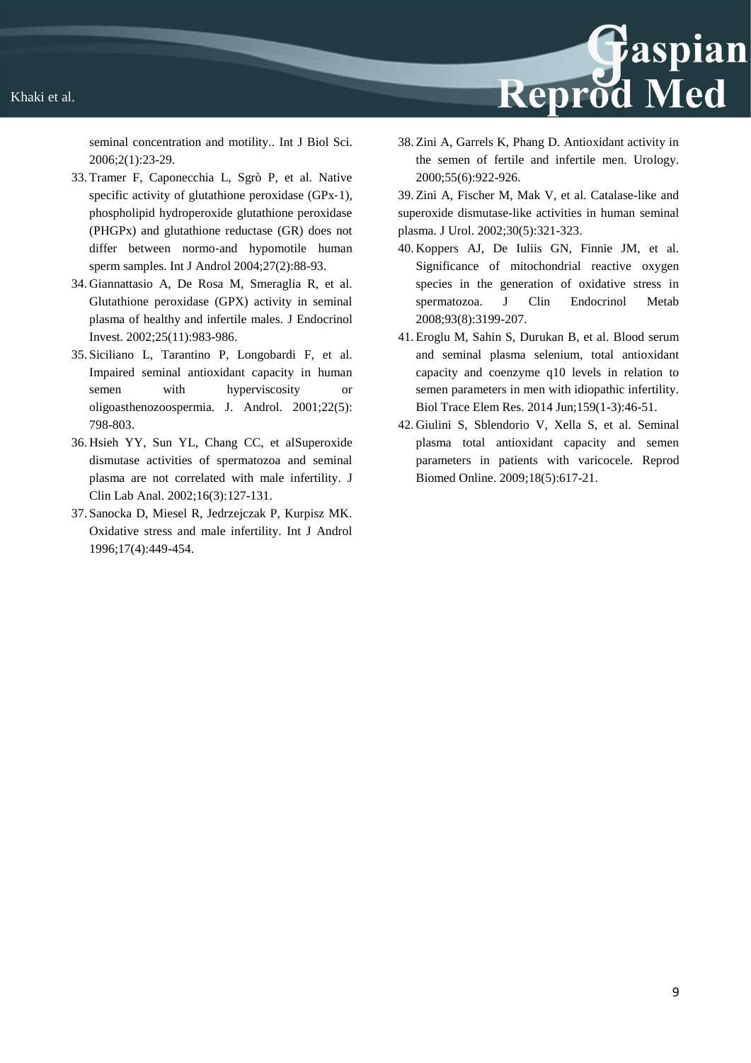seminal concentration and motility.. Int J Biol Sci. 2006;2(1):23-29.

33. Tramer F, Caponecchia L, Sgrò P, et al. Native specific activity of glutathione peroxidase (GPx-1), phospholipid hydroperoxide glutathione peroxidase (PHGPx) and glutathione reductase (GR) does not differ between normo-and hypomotile human sperm samples. Int J Androl 2004;27(2):88-93.
34. Giannattasio A, De Rosa M, Smeraglia R, et al. Glutathione peroxidase (GPX) activity in seminal plasma of healthy and infertile males. J Endocrinol Invest. 2002;25(11):983-986.
35. Siciliano L, Tarantino P, Longobardi F, et al. Impaired seminal antioxidant capacity in human semen with hyperviscosity or oligoasthenozoospermia. J. Androl. 2001;22(5): 798-803.
36. Hsieh YY, Sun YL, Chang CC, et alSuperoxide dismutase activities of spermatozoa and seminal plasma are not correlated with male infertility. J Clin Lab Anal. 2002;16(3):127-131.
37. Sanocka D, Miesel R, Jedrzejczak P, Kurpisz MK. Oxidative stress and male infertility. Int J Androl 1996;17(4):449-454.
38. Zini A, Garrels K, Phang D. Antioxidant activity in the semen of fertile and infertile men. Urology. 2000;55(6):922-926.
39. Zini A, Fischer M, Mak V, et al. Catalase-like and superoxide dismutase-like activities in human seminal plasma. J Urol. 2002;30(5):321-323.
40. Koppers AJ, De Iuliis GN, Finnie JM, et al. Significance of mitochondrial reactive oxygen species in the generation of oxidative stress in spermatozoa. J Clin Endocrinol Metab 2008;93(8):3199-207.
41. Eroglu M, Sahin S, Durukan B, et al. Blood serum and seminal plasma selenium, total antioxidant capacity and coenzyme q10 levels in relation to semen parameters in men with idiopathic infertility. Biol Trace Elem Res. 2014 Jun;159(1-3):46-51.
42. Giulini S, Sblendorio V, Xella S, et al. Seminal plasma total antioxidant capacity and semen parameters in patients with varicocele. Reprod Biomed Online. 2009;18(5):617-21.